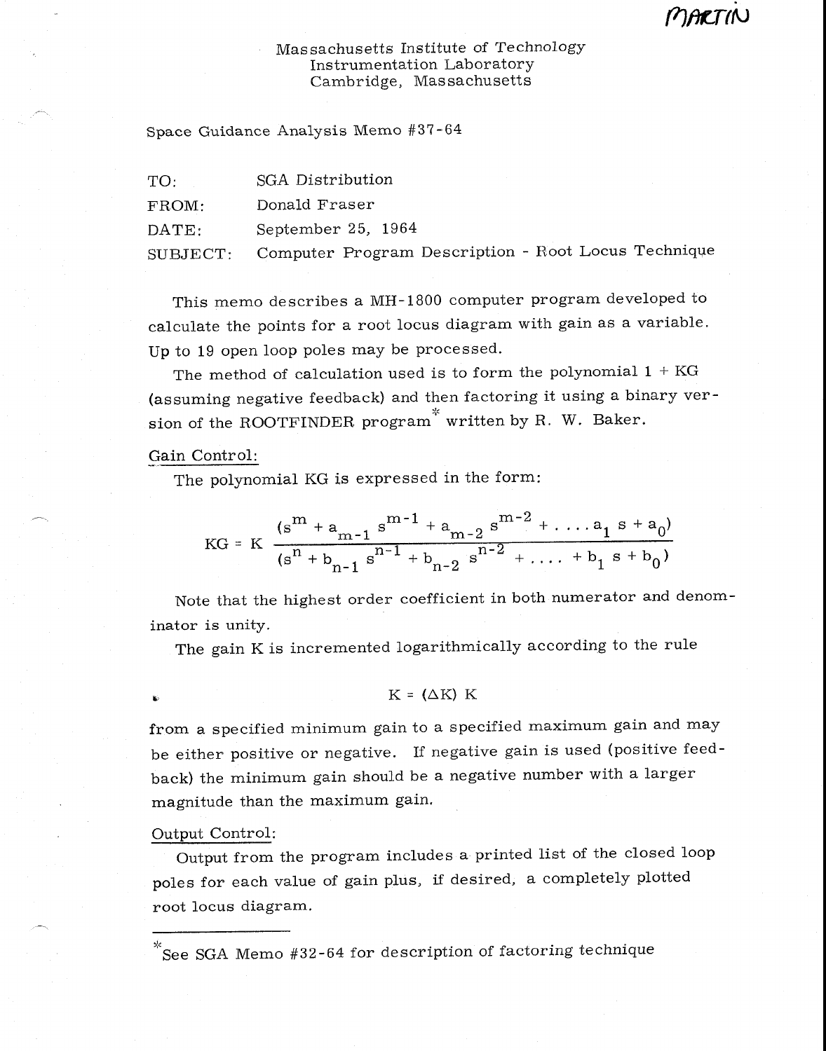MARTIN

Massachusetts Institute of Technology
Instrumentation Laboratory
Cambridge, Massachusetts

Space Guidance Analysis Memo #37-64

TO: SGA Distribution

FROM: Donald Fraser

DATE: September 25, 1964

SUBJECT: Computer Program Description - Root Locus Technique

This memo describes a MH-1800 computer program developed to calculate the points for a root locus diagram with gain as a variable. Up to 19 open loop poles may be processed.

The method of calculation used is to form the polynomial 1 + KG (assuming negative feedback) and then factoring it using a binary version of the ROOTFINDER program* written by R. W. Baker.

## Gain Control:

The polynomial KG is expressed in the form:

$$KG = K \frac{(s^m + a_{m-1} s^{m-1} + a_{m-2} s^{m-2} + \ldots . a_1 s + a_0)}{(s^n + b_{n-1} s^{n-1} + b_{n-2} s^{n-2} + \ldots . + b_1 s + b_0)}$$

Note that the highest order coefficient in both numerator and denominator is unity.

The gain K is incremented logarithmically according to the rule

$$K = (\Delta K) K$$

from a specified minimum gain to a specified maximum gain and may be either positive or negative. If negative gain is used (positive feedback) the minimum gain should be a negative number with a larger magnitude than the maximum gain.

## Output Control:

Output from the program includes a printed list of the closed loop poles for each value of gain plus, if desired, a completely plotted root locus diagram.

---

*See SGA Memo #32-64 for description of factoring technique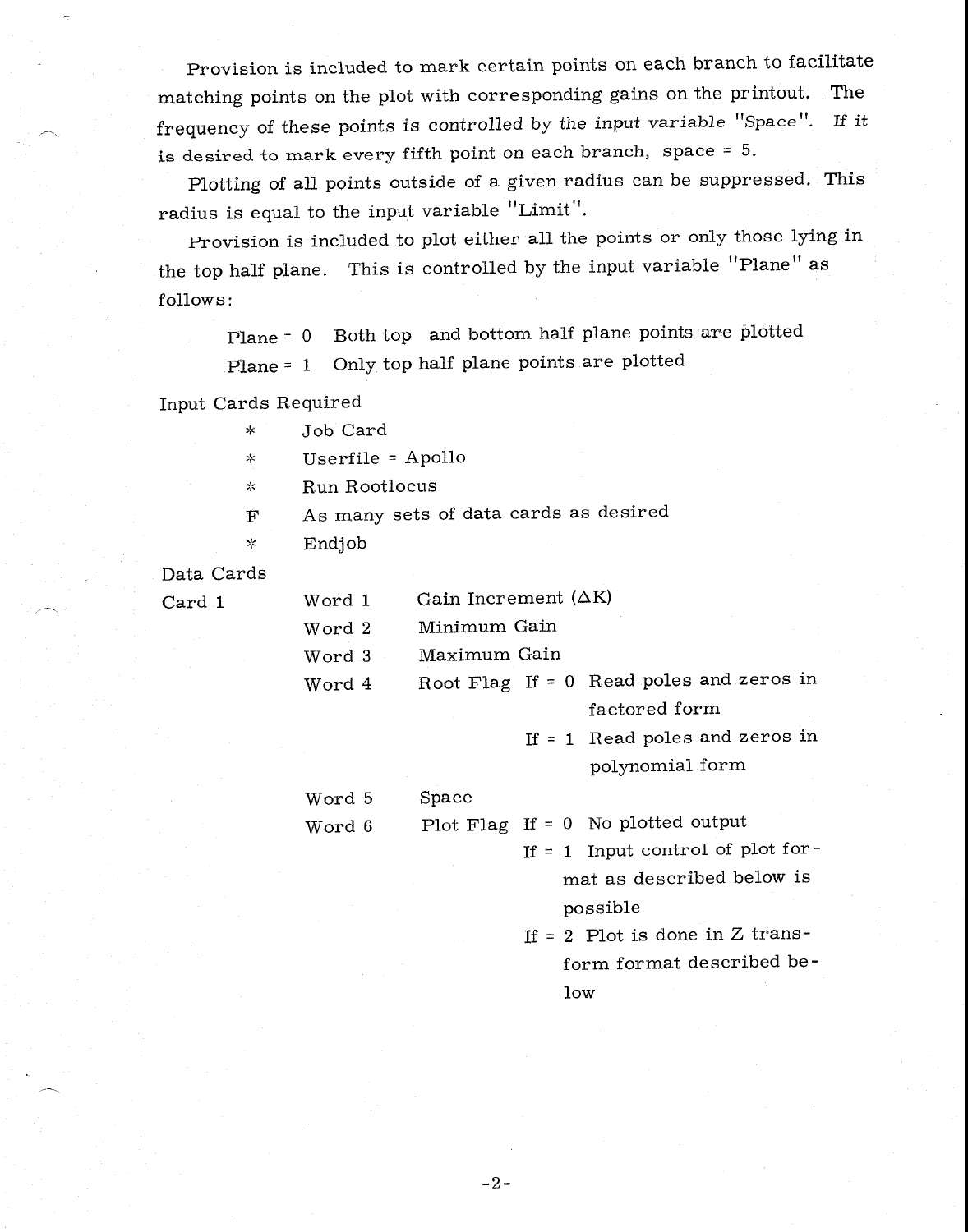Provision is included to mark certain points on each branch to facilitate matching points on the plot with corresponding gains on the printout. The frequency of these points is controlled by the input variable "Space". If it is desired to mark every fifth point on each branch, space = 5.

Plotting of all points outside of a given radius can be suppressed. This radius is equal to the input variable "Limit".

Provision is included to plot either all the points or only those lying in the top half plane. This is controlled by the input variable "Plane" as follows:

Plane = 0  Both top and bottom half plane points are plotted

Plane = 1  Only top half plane points are plotted

Input Cards Required

| | |
|---|---|
| * | Job Card |
| * | Userfile = Apollo |
| * | Run Rootlocus |
| F | As many sets of data cards as desired |
| * | Endjob |

Data Cards

| Card | Word | Description | | |
|---|---|---|---|---|
| Card 1 | Word 1 | Gain Increment ($\Delta K$) | | |
| | Word 2 | Minimum Gain | | |
| | Word 3 | Maximum Gain | | |
| | Word 4 | Root Flag | If = 0 | Read poles and zeros in factored form |
| | | | If = 1 | Read poles and zeros in polynomial form |
| | Word 5 | Space | | |
| | Word 6 | Plot Flag | If = 0 | No plotted output |
| | | | If = 1 | Input control of plot format as described below is possible |
| | | | If = 2 | Plot is done in Z transform format described below |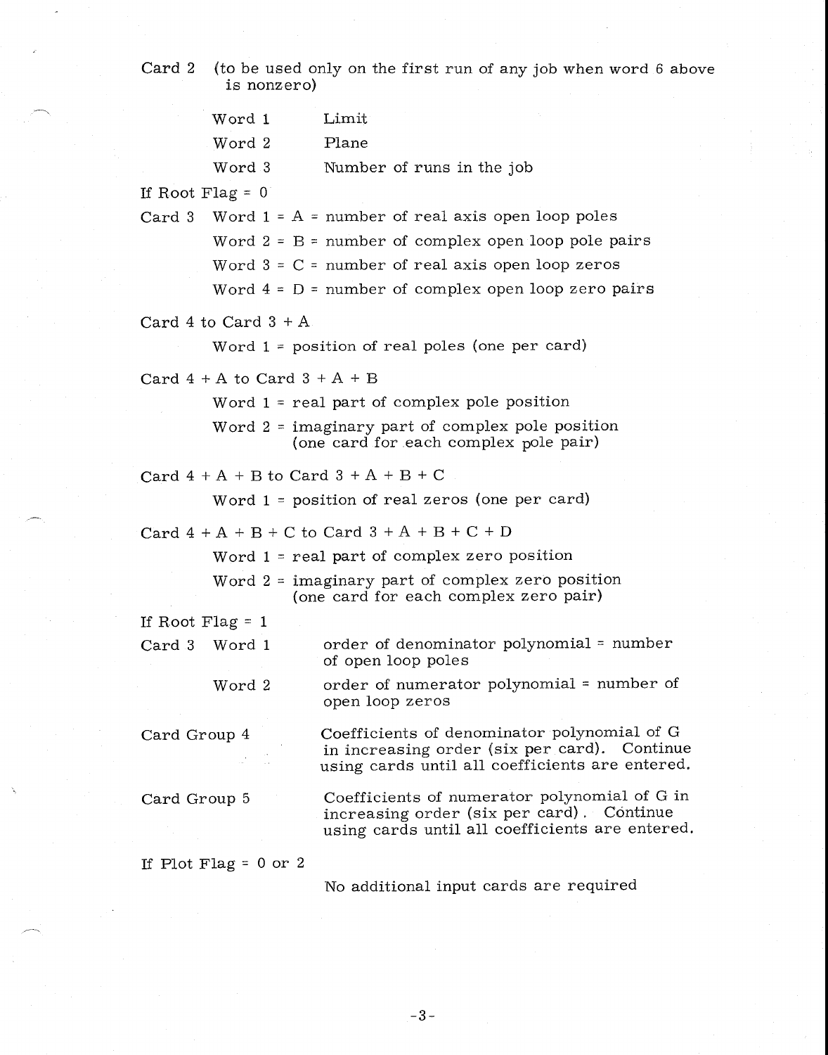Card 2 (to be used only on the first run of any job when word 6 above is nonzero)

- Word 1 Limit
- Word 2 Plane
- Word 3 Number of runs in the job

If Root Flag = 0

Card 3
- Word 1 = A = number of real axis open loop poles
- Word 2 = B = number of complex open loop pole pairs
- Word 3 = C = number of real axis open loop zeros
- Word 4 = D = number of complex open loop zero pairs

Card 4 to Card 3 + A
- Word 1 = position of real poles (one per card)

Card 4 + A to Card 3 + A + B
- Word 1 = real part of complex pole position
- Word 2 = imaginary part of complex pole position (one card for each complex pole pair)

Card 4 + A + B to Card 3 + A + B + C
- Word 1 = position of real zeros (one per card)

Card 4 + A + B + C to Card 3 + A + B + C + D
- Word 1 = real part of complex zero position
- Word 2 = imaginary part of complex zero position (one card for each complex zero pair)

If Root Flag = 1

Card 3
- Word 1 order of denominator polynomial = number of open loop poles
- Word 2 order of numerator polynomial = number of open loop zeros

Card Group 4 Coefficients of denominator polynomial of G in increasing order (six per card). Continue using cards until all coefficients are entered.

Card Group 5 Coefficients of numerator polynomial of G in increasing order (six per card). Continue using cards until all coefficients are entered.

If Plot Flag = 0 or 2

No additional input cards are required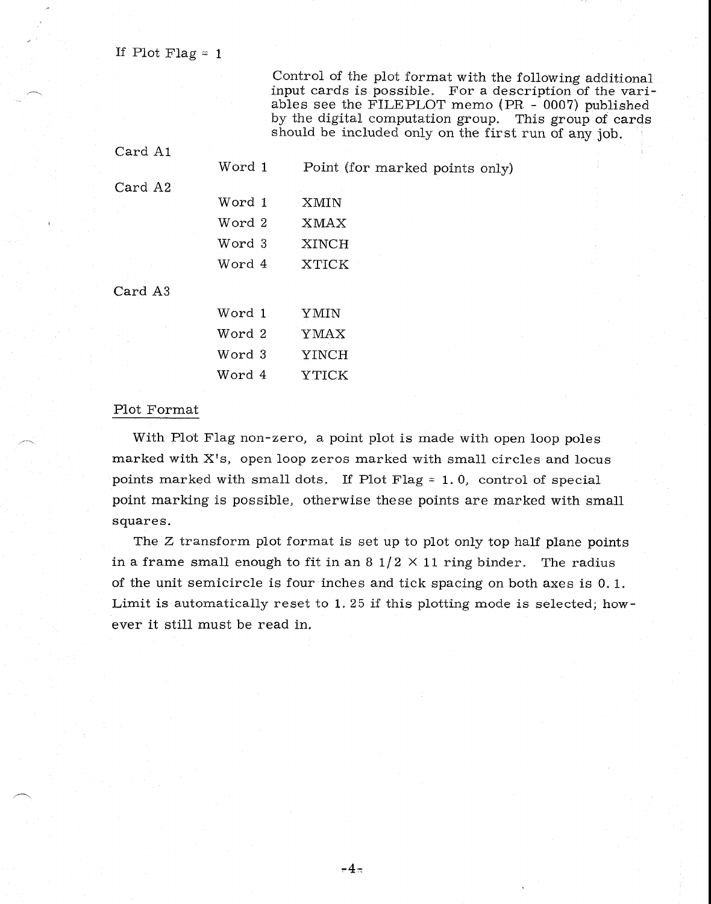If Plot Flag = 1

Control of the plot format with the following additional input cards is possible. For a description of the variables see the FILEPLOT memo (PR - 0007) published by the digital computation group. This group of cards should be included only on the first run of any job.

| | | |
|---|---|---|
| Card A1 | | |
| | Word 1 | Point (for marked points only) |
| Card A2 | | |
| | Word 1 | XMIN |
| | Word 2 | XMAX |
| | Word 3 | XINCH |
| | Word 4 | XTICK |
| Card A3 | | |
| | Word 1 | YMIN |
| | Word 2 | YMAX |
| | Word 3 | YINCH |
| | Word 4 | YTICK |

## Plot Format

With Plot Flag non-zero, a point plot is made with open loop poles marked with X's, open loop zeros marked with small circles and locus points marked with small dots. If Plot Flag = 1.0, control of special point marking is possible, otherwise these points are marked with small squares.

The Z transform plot format is set up to plot only top half plane points in a frame small enough to fit in an 8 1/2 × 11 ring binder. The radius of the unit semicircle is four inches and tick spacing on both axes is 0.1. Limit is automatically reset to 1.25 if this plotting mode is selected; however it still must be read in.